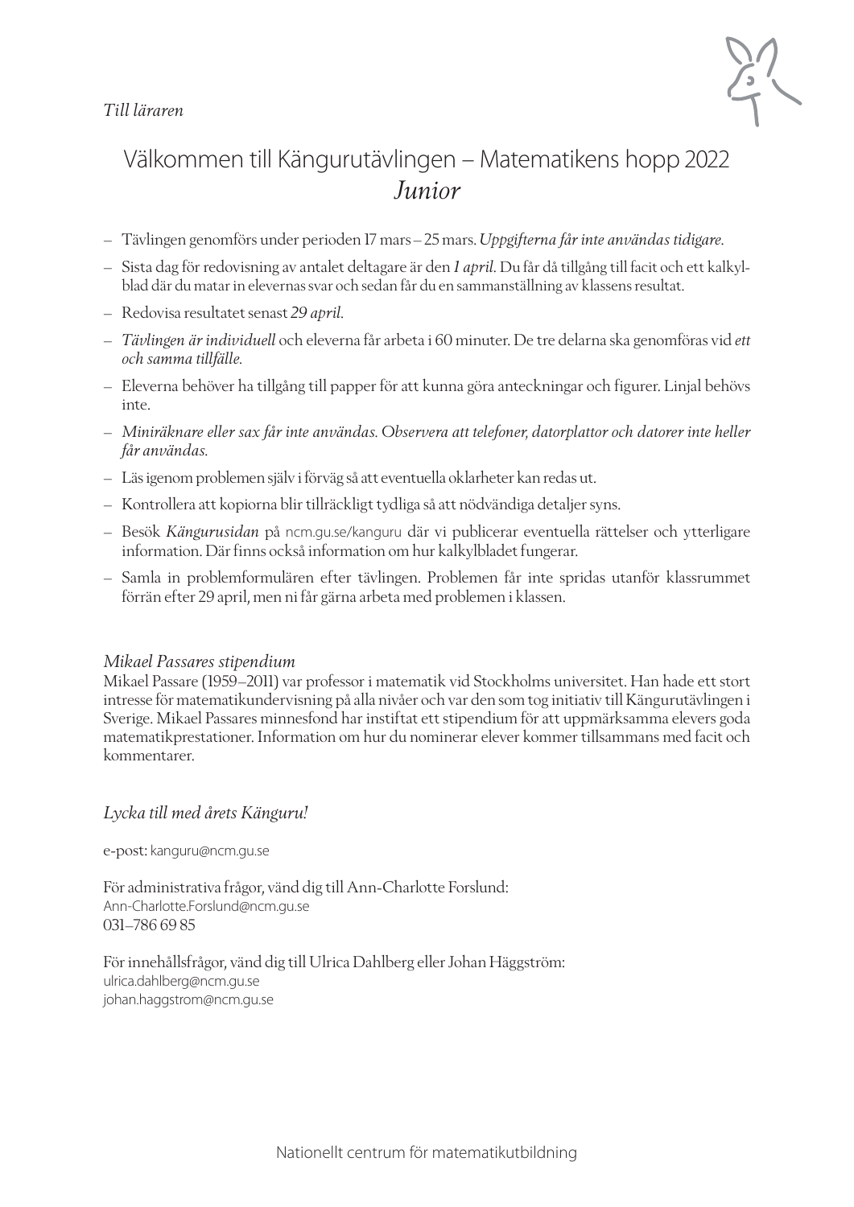*Till läraren*

# Välkommen till Kängurutävlingen – Matematikens hopp 2022
## *Junior*

- Tävlingen genomförs under perioden 17 mars – 25 mars. *Uppgifterna får inte användas tidigare.*
- Sista dag för redovisning av antalet deltagare är den *1 april*. Du får då tillgång till facit och ett kalkylblad där du matar in elevernas svar och sedan får du en sammanställning av klassens resultat.
- Redovisa resultatet senast *29 april*.
- *Tävlingen är individuell* och eleverna får arbeta i 60 minuter. De tre delarna ska genomföras vid *ett och samma tillfälle.*
- Eleverna behöver ha tillgång till papper för att kunna göra anteckningar och figurer. Linjal behövs inte.
- *Miniräknare eller sax får inte användas. Observera att telefoner, datorplattor och datorer inte heller får användas.*
- Läs igenom problemen själv i förväg så att eventuella oklarheter kan redas ut.
- Kontrollera att kopiorna blir tillräckligt tydliga så att nödvändiga detaljer syns.
- Besök *Kängurusidan* på ncm.gu.se/kanguru där vi publicerar eventuella rättelser och ytterligare information. Där finns också information om hur kalkylbladet fungerar.
- Samla in problemformulären efter tävlingen. Problemen får inte spridas utanför klassrummet förrän efter 29 april, men ni får gärna arbeta med problemen i klassen.

*Mikael Passares stipendium*

Mikael Passare (1959–2011) var professor i matematik vid Stockholms universitet. Han hade ett stort intresse för matematikundervisning på alla nivåer och var den som tog initiativ till Kängurutävlingen i Sverige. Mikael Passares minnesfond har instiftat ett stipendium för att uppmärksamma elevers goda matematikprestationer. Information om hur du nominerar elever kommer tillsammans med facit och kommentarer.

*Lycka till med årets Känguru!*

e-post: kanguru@ncm.gu.se

För administrativa frågor, vänd dig till Ann-Charlotte Forslund:
Ann-Charlotte.Forslund@ncm.gu.se
031–786 69 85

För innehållsfrågor, vänd dig till Ulrica Dahlberg eller Johan Häggström:
ulrica.dahlberg@ncm.gu.se
johan.haggstrom@ncm.gu.se

Nationellt centrum för matematikutbildning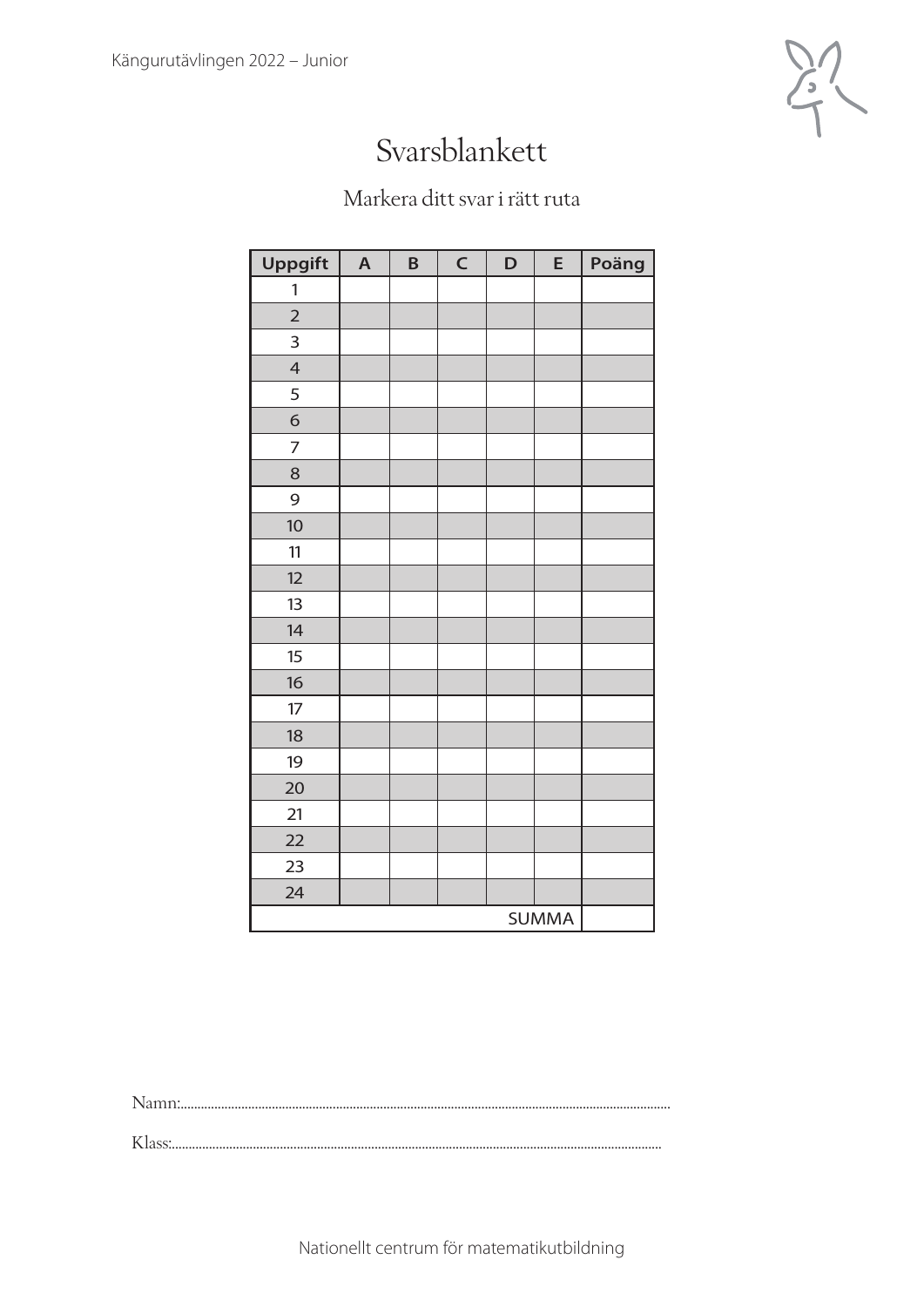# Svarsblankett

Markera ditt svar i rätt ruta

| Uppgift | A | B | C | D | E | Poäng |
|---|---|---|---|---|---|---|
| 1 | | | | | | |
| 2 | | | | | | |
| 3 | | | | | | |
| 4 | | | | | | |
| 5 | | | | | | |
| 6 | | | | | | |
| 7 | | | | | | |
| 8 | | | | | | |
| 9 | | | | | | |
| 10 | | | | | | |
| 11 | | | | | | |
| 12 | | | | | | |
| 13 | | | | | | |
| 14 | | | | | | |
| 15 | | | | | | |
| 16 | | | | | | |
| 17 | | | | | | |
| 18 | | | | | | |
| 19 | | | | | | |
| 20 | | | | | | |
| 21 | | | | | | |
| 22 | | | | | | |
| 23 | | | | | | |
| 24 | | | | | | |
| | | | | | SUMMA | |

Namn:........................................................................................................................................

Klass:......................................................................................................................................

Nationellt centrum för matematikutbildning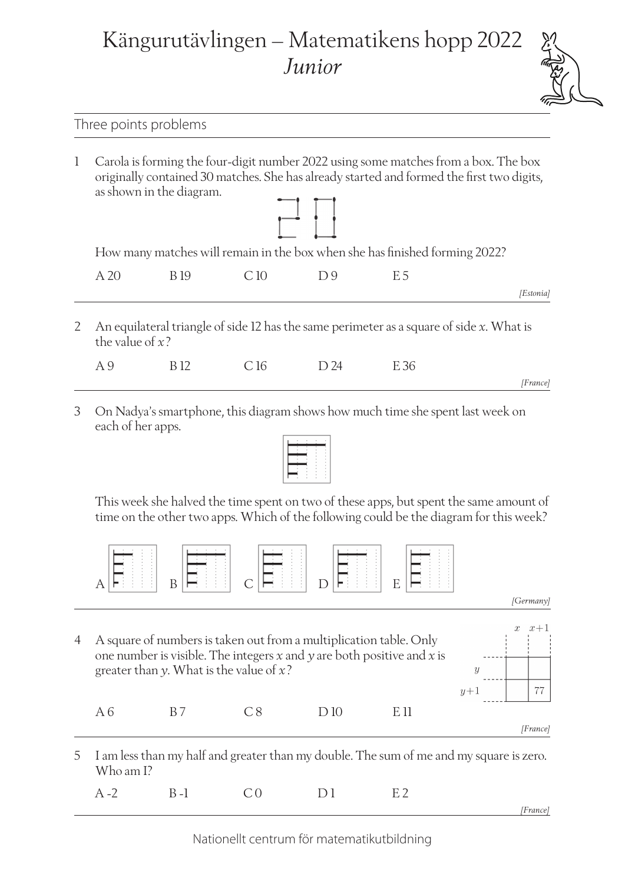# Känguruttävlingen – Matematikens hopp 2022
## *Junior*

### Three points problems

1 Carola is forming the four-digit number 2022 using some matches from a box. The box originally contained 30 matches. She has already started and formed the first two digits, as shown in the diagram.

How many matches will remain in the box when she has finished forming 2022?

A 20 B 19 C 10 D 9 E 5

*[Estonia]*

---

2 An equilateral triangle of side 12 has the same perimeter as a square of side $x$. What is the value of $x$?

A 9 B 12 C 16 D 24 E 36

*[France]*

---

3 On Nadya's smartphone, this diagram shows how much time she spent last week on each of her apps.

This week she halved the time spent on two of these apps, but spent the same amount of time on the other two apps. Which of the following could be the diagram for this week?

A B C D E

*[Germany]*

---

4 A square of numbers is taken out from a multiplication table. Only one number is visible. The integers $x$ and $y$ are both positive and $x$ is greater than $y$. What is the value of $x$?

| | $x$ | $x+1$ |
|---|---|---|
| $y$ | | |
| $y+1$ | | 77 |

A 6 B 7 C 8 D 10 E 11

*[France]*

---

5 I am less than my half and greater than my double. The sum of me and my square is zero. Who am I?

A -2 B -1 C 0 D 1 E 2

*[France]*

Nationellt centrum för matematikutbildning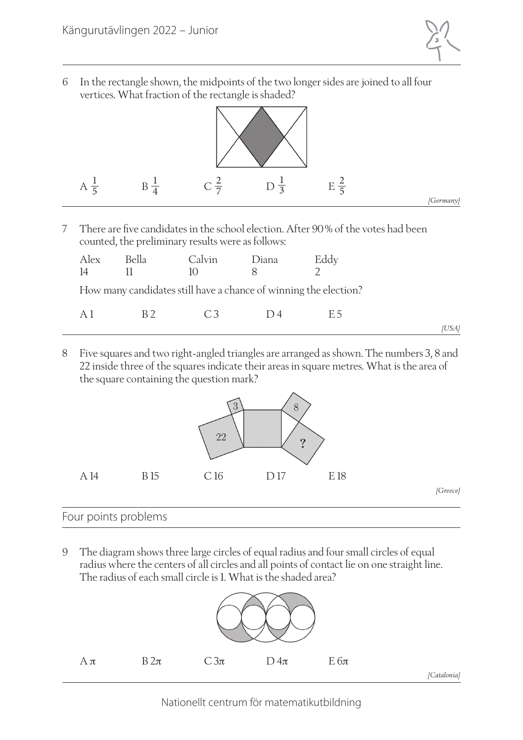6 In the rectangle shown, the midpoints of the two longer sides are joined to all four vertices. What fraction of the rectangle is shaded?

A $\frac{1}{5}$ B $\frac{1}{4}$ C $\frac{2}{7}$ D $\frac{1}{3}$ E $\frac{2}{5}$

*[Germany]*

---

7 There are five candidates in the school election. After 90 % of the votes had been counted, the preliminary results were as follows:

| Alex | Bella | Calvin | Diana | Eddy |
|---|---|---|---|---|
| 14 | 11 | 10 | 8 | 2 |

How many candidates still have a chance of winning the election?

A 1 B 2 C 3 D 4 E 5

*[USA]*

---

8 Five squares and two right-angled triangles are arranged as shown. The numbers 3, 8 and 22 inside three of the squares indicate their areas in square metres. What is the area of the square containing the question mark?

A 14 B 15 C 16 D 17 E 18

*[Greece]*

---

## Four points problems

9 The diagram shows three large circles of equal radius and four small circles of equal radius where the centers of all circles and all points of contact lie on one straight line. The radius of each small circle is 1. What is the shaded area?

A $\pi$ B $2\pi$ C $3\pi$ D $4\pi$ E $6\pi$

*[Catalonia]*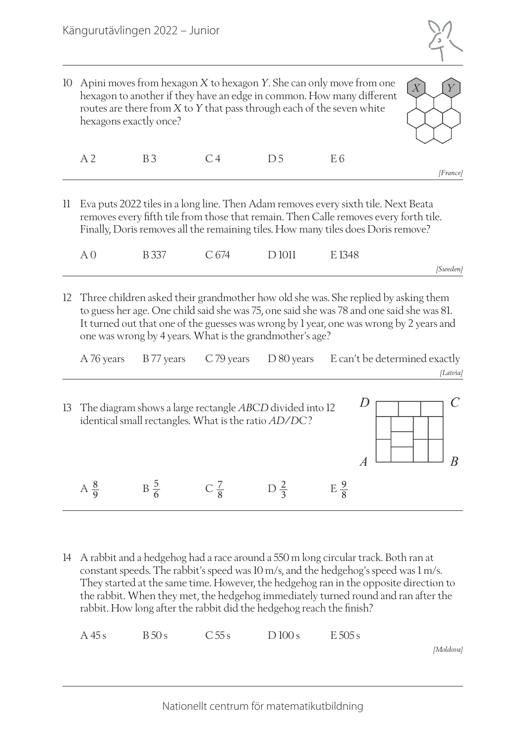10 Apini moves from hexagon $X$ to hexagon $Y$. She can only move from one hexagon to another if they have an edge in common. How many different routes are there from $X$ to $Y$ that pass through each of the seven white hexagons exactly once?

A 2 B 3 C 4 D 5 E 6

*[France]*

---

11 Eva puts 2022 tiles in a long line. Then Adam removes every sixth tile. Next Beata removes every fifth tile from those that remain. Then Calle removes every forth tile. Finally, Doris removes all the remaining tiles. How many tiles does Doris remove?

A 0 B 337 C 674 D 1011 E 1348

*[Sweden]*

---

12 Three children asked their grandmother how old she was. She replied by asking them to guess her age. One child said she was 75, one said she was 78 and one said she was 81. It turned out that one of the guesses was wrong by 1 year, one was wrong by 2 years and one was wrong by 4 years. What is the grandmother's age?

A 76 years B 77 years C 79 years D 80 years E can't be determined exactly

*[Latvia]*

---

13 The diagram shows a large rectangle $ABCD$ divided into 12 identical small rectangles. What is the ratio $AD/DC$?

A $\frac{8}{9}$ B $\frac{5}{6}$ C $\frac{7}{8}$ D $\frac{2}{3}$ E $\frac{9}{8}$

---

14 A rabbit and a hedgehog had a race around a 550 m long circular track. Both ran at constant speeds. The rabbit's speed was 10 m/s, and the hedgehog's speed was 1 m/s. They started at the same time. However, the hedgehog ran in the opposite direction to the rabbit. When they met, the hedgehog immediately turned round and ran after the rabbit. How long after the rabbit did the hedgehog reach the finish?

A 45 s B 50 s C 55 s D 100 s E 505 s

*[Moldova]*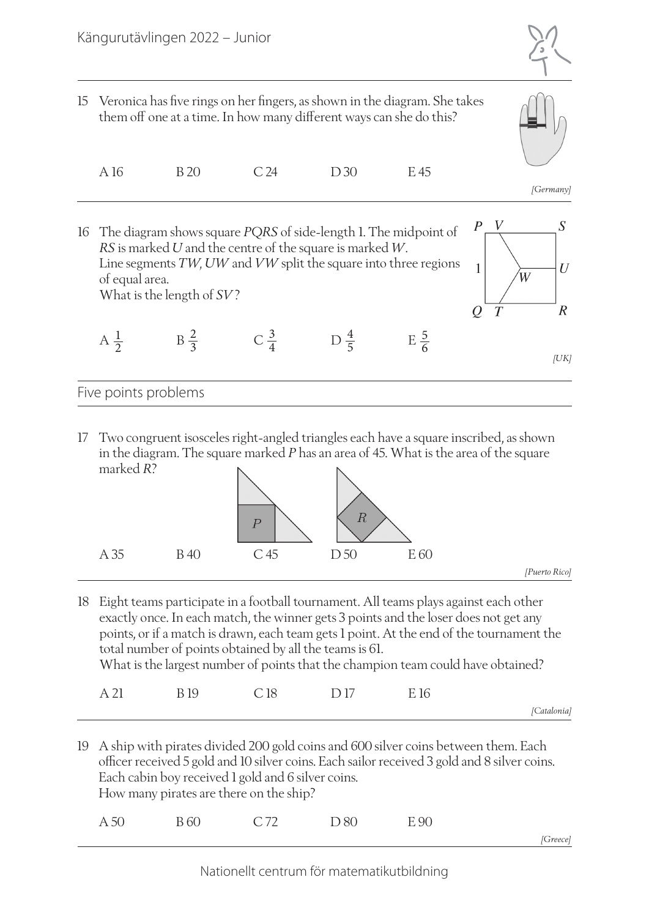15 Veronica has five rings on her fingers, as shown in the diagram. She takes them off one at a time. In how many different ways can she do this?

A 16 B 20 C 24 D 30 E 45

*[Germany]*

16 The diagram shows square $PQRS$ of side-length 1. The midpoint of $RS$ is marked $U$ and the centre of the square is marked $W$.
Line segments $TW$, $UW$ and $VW$ split the square into three regions of equal area.
What is the length of $SV$?

A $\frac{1}{2}$ B $\frac{2}{3}$ C $\frac{3}{4}$ D $\frac{4}{5}$ E $\frac{5}{6}$

*[UK]*

## Five points problems

17 Two congruent isosceles right-angled triangles each have a square inscribed, as shown in the diagram. The square marked $P$ has an area of 45. What is the area of the square marked $R$?

A 35 B 40 C 45 D 50 E 60

*[Puerto Rico]*

18 Eight teams participate in a football tournament. All teams plays against each other exactly once. In each match, the winner gets 3 points and the loser does not get any points, or if a match is drawn, each team gets 1 point. At the end of the tournament the total number of points obtained by all the teams is 61.
What is the largest number of points that the champion team could have obtained?

A 21 B 19 C 18 D 17 E 16

*[Catalonia]*

19 A ship with pirates divided 200 gold coins and 600 silver coins between them. Each officer received 5 gold and 10 silver coins. Each sailor received 3 gold and 8 silver coins. Each cabin boy received 1 gold and 6 silver coins.
How many pirates are there on the ship?

A 50 B 60 C 72 D 80 E 90

*[Greece]*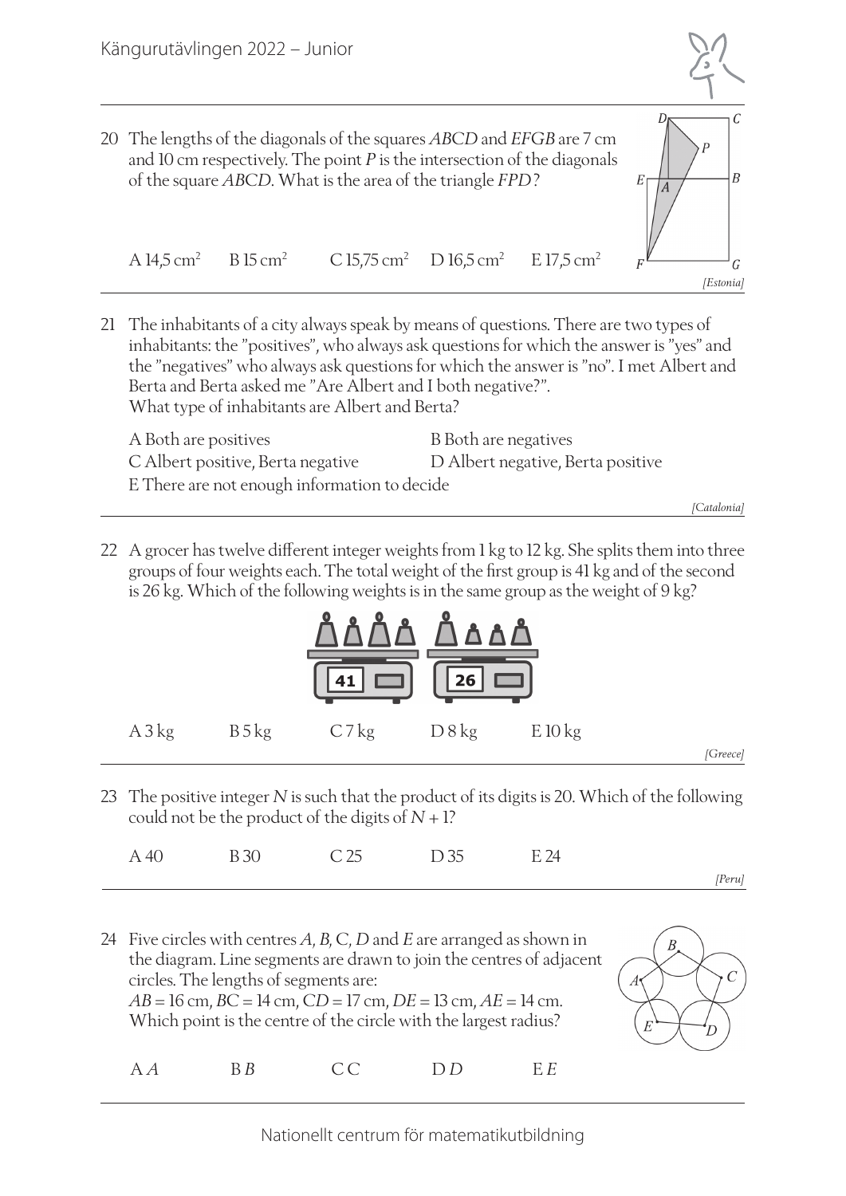20 The lengths of the diagonals of the squares *ABCD* and *EFGB* are 7 cm and 10 cm respectively. The point *P* is the intersection of the diagonals of the square *ABCD*. What is the area of the triangle *FPD*?

A 14,5 cm² B 15 cm² C 15,75 cm² D 16,5 cm² E 17,5 cm²

*[Estonia]*

21 The inhabitants of a city always speak by means of questions. There are two types of inhabitants: the "positives", who always ask questions for which the answer is "yes" and the "negatives" who always ask questions for which the answer is "no". I met Albert and Berta and Berta asked me "Are Albert and I both negative?". What type of inhabitants are Albert and Berta?

A Both are positives
B Both are negatives
C Albert positive, Berta negative
D Albert negative, Berta positive
E There are not enough information to decide

*[Catalonia]*

22 A grocer has twelve different integer weights from 1 kg to 12 kg. She splits them into three groups of four weights each. The total weight of the first group is 41 kg and of the second is 26 kg. Which of the following weights is in the same group as the weight of 9 kg?

41
26

A 3 kg B 5 kg C 7 kg D 8 kg E 10 kg

*[Greece]*

23 The positive integer $N$ is such that the product of its digits is 20. Which of the following could not be the product of the digits of $N + 1$?

A 40 B 30 C 25 D 35 E 24

*[Peru]*

24 Five circles with centres *A*, *B*, *C*, *D* and *E* are arranged as shown in the diagram. Line segments are drawn to join the centres of adjacent circles. The lengths of segments are:
$AB = 16$ cm, $BC = 14$ cm, $CD = 17$ cm, $DE = 13$ cm, $AE = 14$ cm.
Which point is the centre of the circle with the largest radius?

A *A* B *B* C C D *D* E *E*